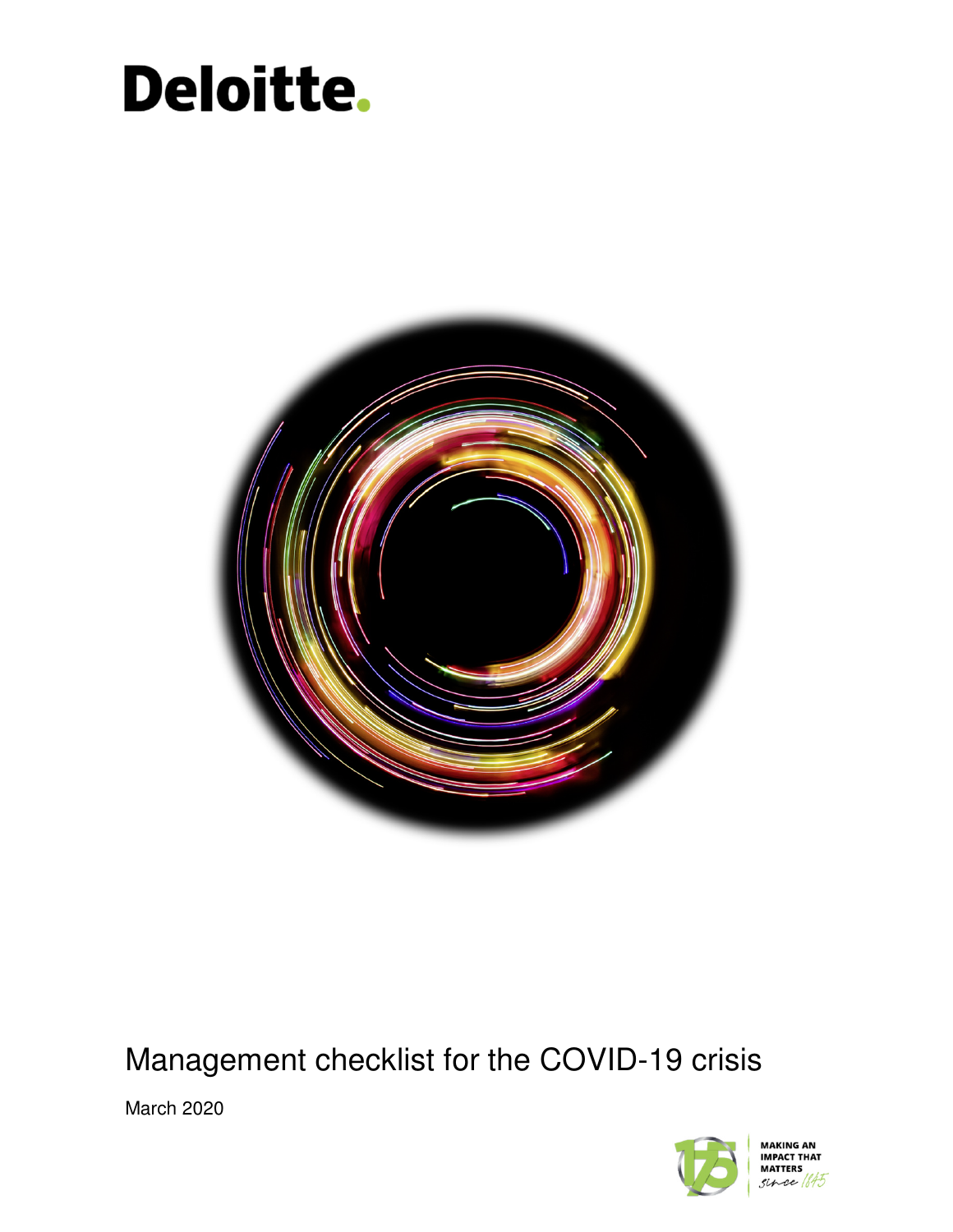Deloitte.

# Management checklist for the COVID-19 crisis

March 2020

MAKING AN IMPACT THAT MATTERS since 1845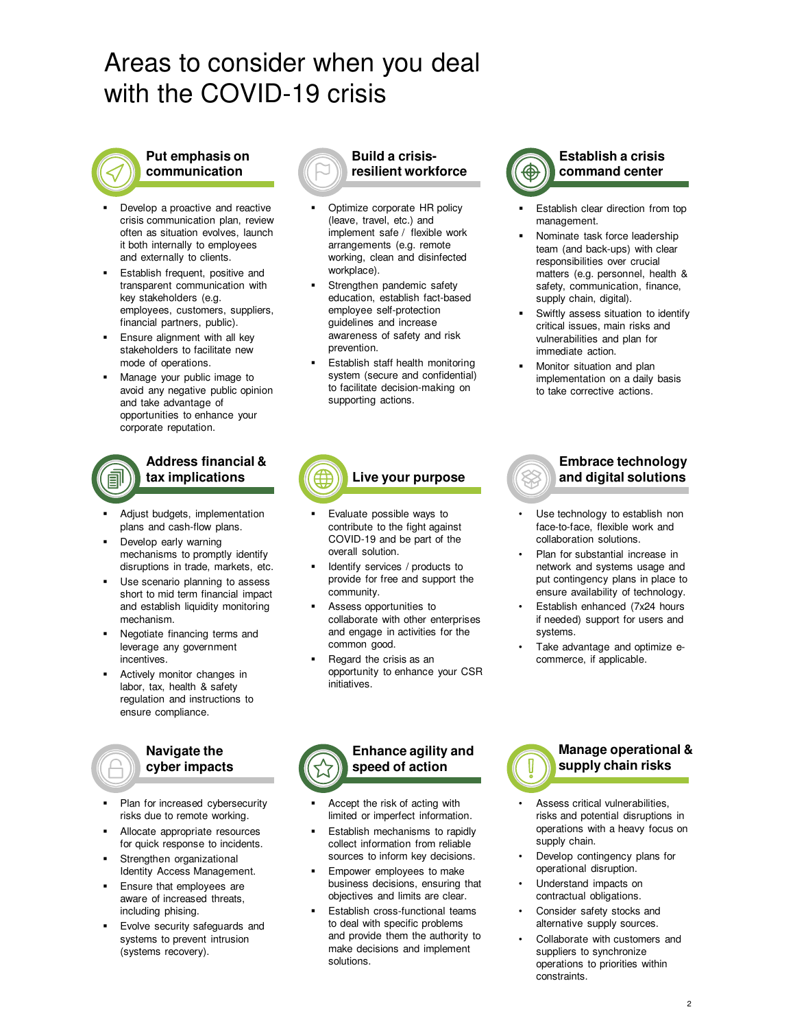# Areas to consider when you deal with the COVID-19 crisis

## Put emphasis on communication

- Develop a proactive and reactive crisis communication plan, review often as situation evolves, launch it both internally to employees and externally to clients.
- Establish frequent, positive and transparent communication with key stakeholders (e.g. employees, customers, suppliers, financial partners, public).
- Ensure alignment with all key stakeholders to facilitate new mode of operations.
- Manage your public image to avoid any negative public opinion and take advantage of opportunities to enhance your corporate reputation.

## Build a crisis-resilient workforce

- Optimize corporate HR policy (leave, travel, etc.) and implement safe / flexible work arrangements (e.g. remote working, clean and disinfected workplace).
- Strengthen pandemic safety education, establish fact-based employee self-protection guidelines and increase awareness of safety and risk prevention.
- Establish staff health monitoring system (secure and confidential) to facilitate decision-making on supporting actions.

## Establish a crisis command center

- Establish clear direction from top management.
- Nominate task force leadership team (and back-ups) with clear responsibilities over crucial matters (e.g. personnel, health & safety, communication, finance, supply chain, digital).
- Swiftly assess situation to identify critical issues, main risks and vulnerabilities and plan for immediate action.
- Monitor situation and plan implementation on a daily basis to take corrective actions.

## Address financial & tax implications

- Adjust budgets, implementation plans and cash-flow plans.
- Develop early warning mechanisms to promptly identify disruptions in trade, markets, etc.
- Use scenario planning to assess short to mid term financial impact and establish liquidity monitoring mechanism.
- Negotiate financing terms and leverage any government incentives.
- Actively monitor changes in labor, tax, health & safety regulation and instructions to ensure compliance.

## Live your purpose

- Evaluate possible ways to contribute to the fight against COVID-19 and be part of the overall solution.
- Identify services / products to provide for free and support the community.
- Assess opportunities to collaborate with other enterprises and engage in activities for the common good.
- Regard the crisis as an opportunity to enhance your CSR initiatives.

## Embrace technology and digital solutions

- Use technology to establish non face-to-face, flexible work and collaboration solutions.
- Plan for substantial increase in network and systems usage and put contingency plans in place to ensure availability of technology.
- Establish enhanced (7x24 hours if needed) support for users and systems.
- Take advantage and optimize e-commerce, if applicable.

## Navigate the cyber impacts

- Plan for increased cybersecurity risks due to remote working.
- Allocate appropriate resources for quick response to incidents.
- Strengthen organizational Identity Access Management.
- Ensure that employees are aware of increased threats, including phising.
- Evolve security safeguards and systems to prevent intrusion (systems recovery).

## Enhance agility and speed of action

- Accept the risk of acting with limited or imperfect information.
- Establish mechanisms to rapidly collect information from reliable sources to inform key decisions.
- Empower employees to make business decisions, ensuring that objectives and limits are clear.
- Establish cross-functional teams to deal with specific problems and provide them the authority to make decisions and implement solutions.

## Manage operational & supply chain risks

- Assess critical vulnerabilities, risks and potential disruptions in operations with a heavy focus on supply chain.
- Develop contingency plans for operational disruption.
- Understand impacts on contractual obligations.
- Consider safety stocks and alternative supply sources.
- Collaborate with customers and suppliers to synchronize operations to priorities within constraints.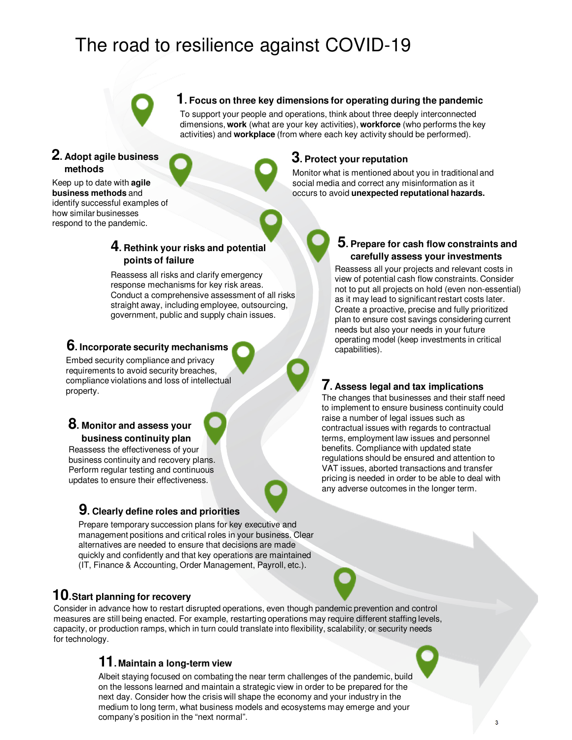# The road to resilience against COVID-19

## 1. Focus on three key dimensions for operating during the pandemic

To support your people and operations, think about three deeply interconnected dimensions, **work** (what are your key activities), **workforce** (who performs the key activities) and **workplace** (from where each key activity should be performed).

## 2. Adopt agile business methods

Keep up to date with **agile business methods** and identify successful examples of how similar businesses respond to the pandemic.

## 3. Protect your reputation

Monitor what is mentioned about you in traditional and social media and correct any misinformation as it occurs to avoid **unexpected reputational hazards.**

## 4. Rethink your risks and potential points of failure

Reassess all risks and clarify emergency response mechanisms for key risk areas. Conduct a comprehensive assessment of all risks straight away, including employee, outsourcing, government, public and supply chain issues.

## 5. Prepare for cash flow constraints and carefully assess your investments

Reassess all your projects and relevant costs in view of potential cash flow constraints. Consider not to put all projects on hold (even non-essential) as it may lead to significant restart costs later. Create a proactive, precise and fully prioritized plan to ensure cost savings considering current needs but also your needs in your future operating model (keep investments in critical capabilities).

## 6. Incorporate security mechanisms

Embed security compliance and privacy requirements to avoid security breaches, compliance violations and loss of intellectual property.

## 7. Assess legal and tax implications

The changes that businesses and their staff need to implement to ensure business continuity could raise a number of legal issues such as contractual issues with regards to contractual terms, employment law issues and personnel benefits. Compliance with updated state regulations should be ensured and attention to VAT issues, aborted transactions and transfer pricing is needed in order to be able to deal with any adverse outcomes in the longer term.

## 8. Monitor and assess your business continuity plan

Reassess the effectiveness of your business continuity and recovery plans. Perform regular testing and continuous updates to ensure their effectiveness.

## 9. Clearly define roles and priorities

Prepare temporary succession plans for key executive and management positions and critical roles in your business. Clear alternatives are needed to ensure that decisions are made quickly and confidently and that key operations are maintained (IT, Finance & Accounting, Order Management, Payroll, etc.).

## 10. Start planning for recovery

Consider in advance how to restart disrupted operations, even though pandemic prevention and control measures are still being enacted. For example, restarting operations may require different staffing levels, capacity, or production ramps, which in turn could translate into flexibility, scalability, or security needs for technology.

## 11. Maintain a long-term view

Albeit staying focused on combating the near term challenges of the pandemic, build on the lessons learned and maintain a strategic view in order to be prepared for the next day. Consider how the crisis will shape the economy and your industry in the medium to long term, what business models and ecosystems may emerge and your company's position in the "next normal".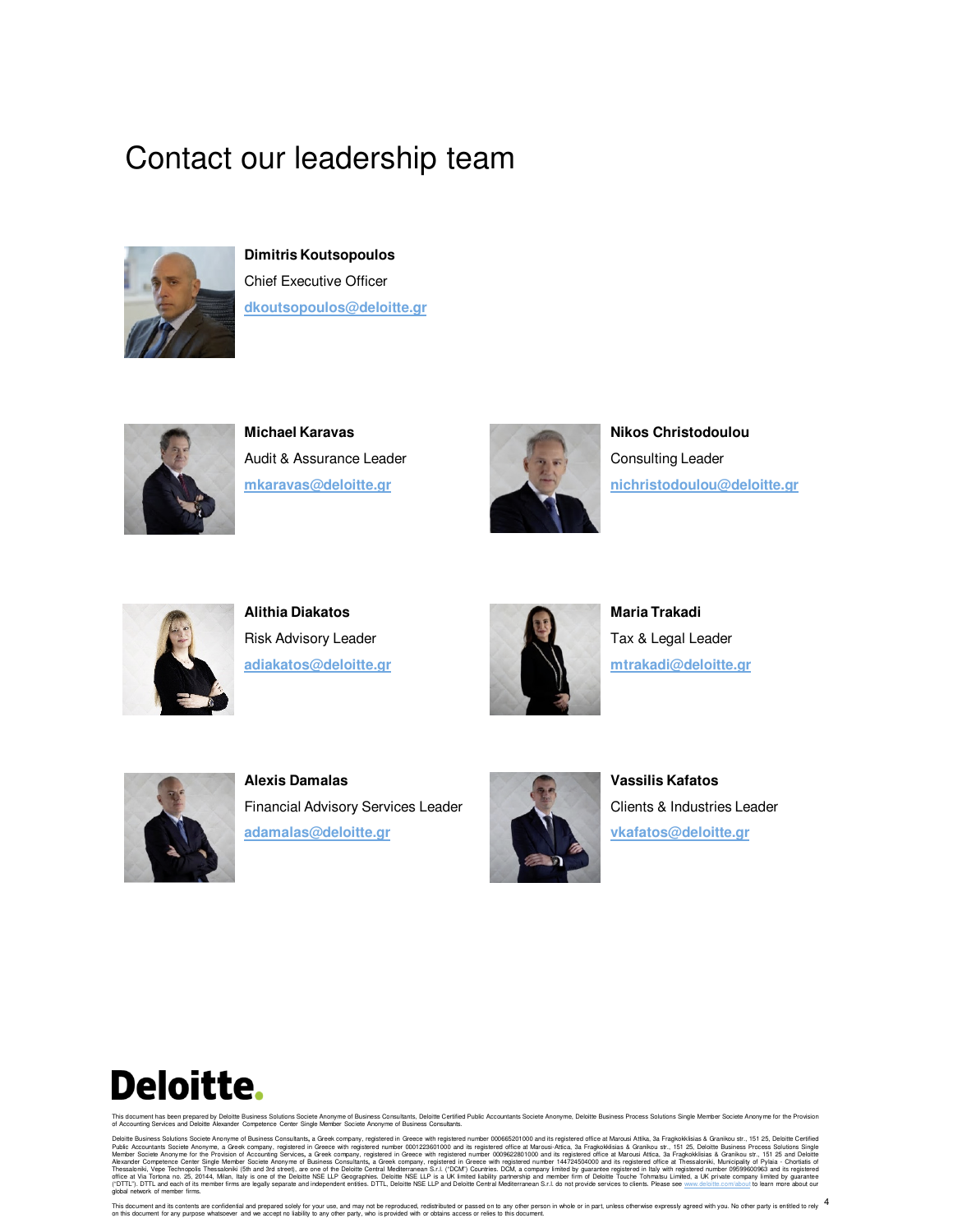# Contact our leadership team

**Dimitris Koutsopoulos**
Chief Executive Officer
dkoutsopoulos@deloitte.gr

**Michael Karavas**
Audit & Assurance Leader
mkaravas@deloitte.gr

**Nikos Christodoulou**
Consulting Leader
nichristodoulou@deloitte.gr

**Alithia Diakatos**
Risk Advisory Leader
adiakatos@deloitte.gr

**Maria Trakadi**
Tax & Legal Leader
mtrakadi@deloitte.gr

**Alexis Damalas**
Financial Advisory Services Leader
adamalas@deloitte.gr

**Vassilis Kafatos**
Clients & Industries Leader
vkafatos@deloitte.gr

**Deloitte.**

This document has been prepared by Deloitte Business Solutions Societe Anonyme of Business Consultants, Deloitte Certified Public Accountants Societe Anonyme, Deloitte Business Process Solutions Single Member Societe Anonyme for the Provision of Accounting Services and Deloitte Alexander Competence Center Single Member Societe Anonyme of Business Consultants.

Deloitte Business Solutions Societe Anonyme of Business Consultants, a Greek company, registered in Greece with registered number 000665201000 and its registered office at Marousi Attika, 3a Fragkokklisias & Granikou str., 151 25, Deloitte Certified Public Accountants Societe Anonyme, a Greek company, registered in Greece with registered number 0001223601000 and its registered office at Marousi-Attica, 3a Fragkokklisias & Granikou str., 151 25, Deloitte Business Process Solutions Single Member Societe Anonyme for the Provision of Accounting Services, a Greek company, registered in Greece with registered number 0009622801000 and its registered office at Marousi Attica, 3a Fragkokklisias & Granikou str., 151 25 and Deloitte Alexander Competence Center Single Member Societe Anonyme of Business Consultants, a Greek company, registered in Greece with registered number 144724504000 and its registered office at Thessaloniki, Municipality of Pylaia - Chortiatis of Thessaloniki, Vepe Technopolis Thessaloniki (5th and 3rd street), are one of the Deloitte Central Mediterranean S.r.l. ("DCM") Countries. DCM, a company limited by guarantee registered in Italy with registered number 09599600963 and its registered office at Via Tortona no. 25, 20144, Milan, Italy is one of the Deloitte NSE LLP Geographies. Deloitte NSE LLP is a UK limited liability partnership and member firm of Deloitte Touche Tohmatsu Limited, a UK private company limited by guarantee ("DTTL"). DTTL and each of its member firms are legally separate and independent entities. DTTL, Deloitte NSE LLP and Deloitte Central Mediterranean S.r.l. do not provide services to clients. Please see www.deloitte.com/about to learn more about our global network of member firms.

This document and its contents are confidential and prepared solely for your use, and may not be reproduced, redistributed or passed on to any other person in whole or in part, unless otherwise expressly agreed with you. No other party is entitled to rely on this document for any purpose whatsoever and we accept no liability to any other party, who is provided with or obtains access or relies to this document.